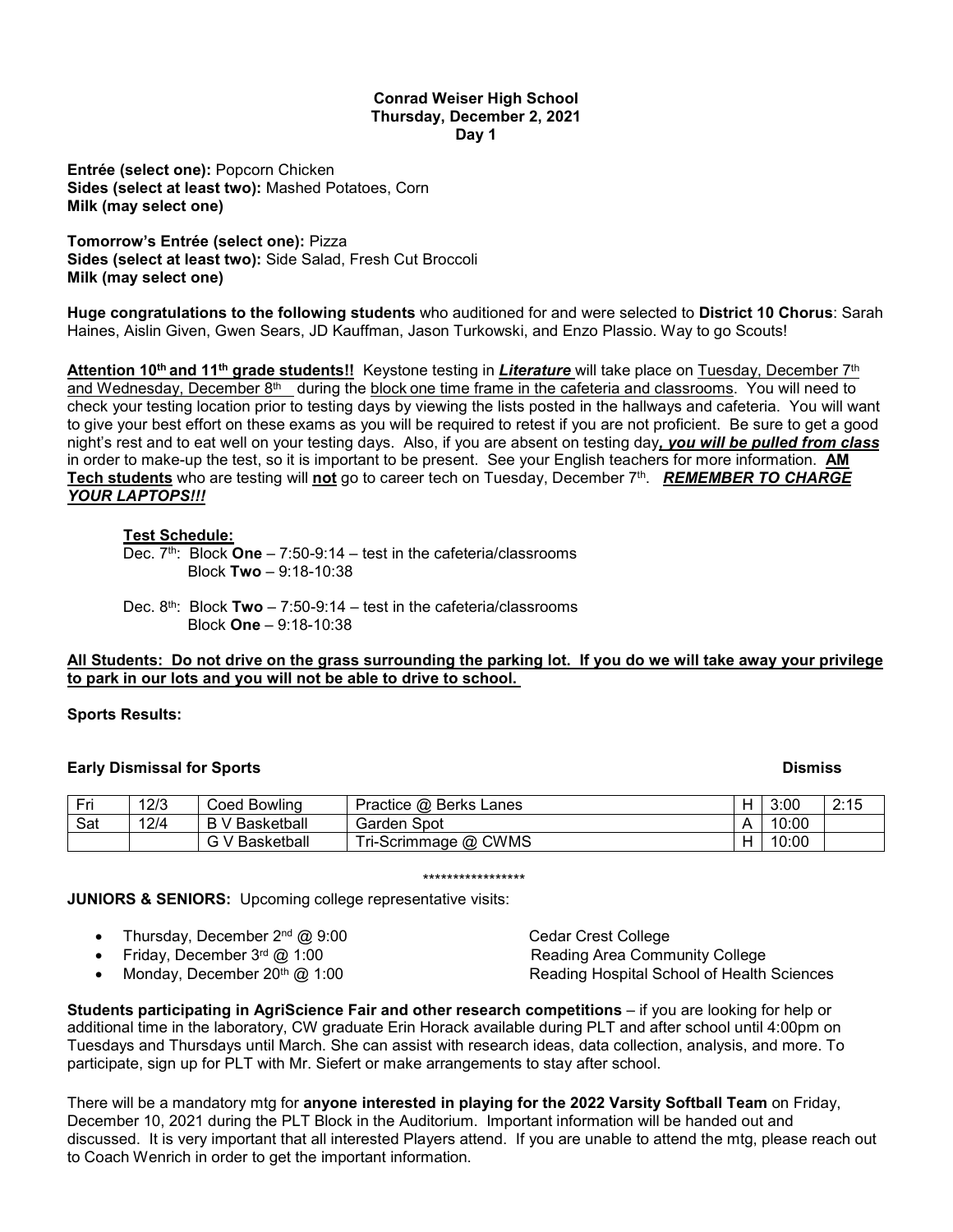**Conrad Weiser High School**
**Thursday, December 2, 2021**
**Day 1**

**Entrée (select one):** Popcorn Chicken
**Sides (select at least two):** Mashed Potatoes, Corn
**Milk (may select one)**

**Tomorrow's Entrée (select one):** Pizza
**Sides (select at least two):** Side Salad, Fresh Cut Broccoli
**Milk (may select one)**

**Huge congratulations to the following students** who auditioned for and were selected to **District 10 Chorus**: Sarah Haines, Aislin Given, Gwen Sears, JD Kauffman, Jason Turkowski, and Enzo Plassio. Way to go Scouts!

**Attention 10th and 11th grade students!!** Keystone testing in ***Literature*** will take place on Tuesday, December 7th and Wednesday, December 8th during the block one time frame in the cafeteria and classrooms. You will need to check your testing location prior to testing days by viewing the lists posted in the hallways and cafeteria. You will want to give your best effort on these exams as you will be required to retest if you are not proficient. Be sure to get a good night's rest and to eat well on your testing days. Also, if you are absent on testing day***, you will be pulled from class*** in order to make-up the test, so it is important to be present. See your English teachers for more information. **AM Tech students** who are testing will **not** go to career tech on Tuesday, December 7th. ***REMEMBER TO CHARGE YOUR LAPTOPS!!!***

**Test Schedule:**

Dec. 7th: Block **One** – 7:50-9:14 – test in the cafeteria/classrooms
Block **Two** – 9:18-10:38

Dec. 8th: Block **Two** – 7:50-9:14 – test in the cafeteria/classrooms
Block **One** – 9:18-10:38

**All Students: Do not drive on the grass surrounding the parking lot. If you do we will take away your privilege to park in our lots and you will not be able to drive to school.**

**Sports Results:**

**Early Dismissal for Sports** **Dismiss**

| | | | | | | Dismiss |
|---|---|---|---|---|---|---|
| Fri | 12/3 | Coed Bowling | Practice @ Berks Lanes | H | 3:00 | 2:15 |
| Sat | 12/4 | B V Basketball | Garden Spot | A | 10:00 | |
| | | G V Basketball | Tri-Scrimmage @ CWMS | H | 10:00 | |

\*\*\*\*\*\*\*\*\*\*\*\*\*\*\*\*\*

**JUNIORS & SENIORS:** Upcoming college representative visits:

- Thursday, December 2nd @ 9:00 — Cedar Crest College
- Friday, December 3rd @ 1:00 — Reading Area Community College
- Monday, December 20th @ 1:00 — Reading Hospital School of Health Sciences

**Students participating in AgriScience Fair and other research competitions** – if you are looking for help or additional time in the laboratory, CW graduate Erin Horack available during PLT and after school until 4:00pm on Tuesdays and Thursdays until March. She can assist with research ideas, data collection, analysis, and more. To participate, sign up for PLT with Mr. Siefert or make arrangements to stay after school.

There will be a mandatory mtg for **anyone interested in playing for the 2022 Varsity Softball Team** on Friday, December 10, 2021 during the PLT Block in the Auditorium. Important information will be handed out and discussed. It is very important that all interested Players attend. If you are unable to attend the mtg, please reach out to Coach Wenrich in order to get the important information.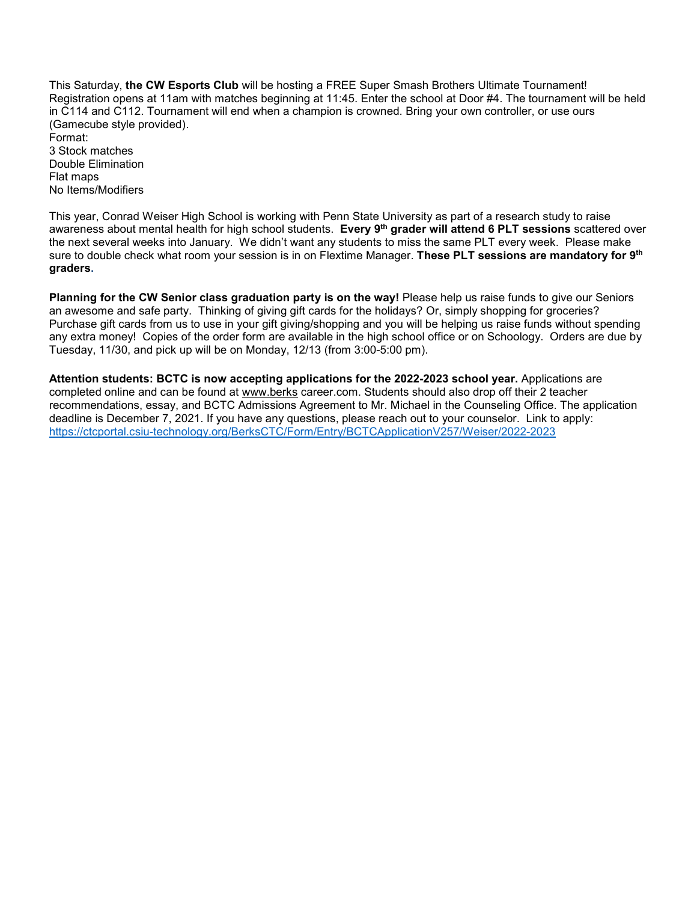This Saturday, **the CW Esports Club** will be hosting a FREE Super Smash Brothers Ultimate Tournament! Registration opens at 11am with matches beginning at 11:45. Enter the school at Door #4. The tournament will be held in C114 and C112. Tournament will end when a champion is crowned. Bring your own controller, or use ours (Gamecube style provided).
Format:
3 Stock matches
Double Elimination
Flat maps
No Items/Modifiers

This year, Conrad Weiser High School is working with Penn State University as part of a research study to raise awareness about mental health for high school students. **Every 9th grader will attend 6 PLT sessions** scattered over the next several weeks into January. We didn't want any students to miss the same PLT every week. Please make sure to double check what room your session is in on Flextime Manager. **These PLT sessions are mandatory for 9th graders.**

**Planning for the CW Senior class graduation party is on the way!** Please help us raise funds to give our Seniors an awesome and safe party. Thinking of giving gift cards for the holidays? Or, simply shopping for groceries? Purchase gift cards from us to use in your gift giving/shopping and you will be helping us raise funds without spending any extra money! Copies of the order form are available in the high school office or on Schoology. Orders are due by Tuesday, 11/30, and pick up will be on Monday, 12/13 (from 3:00-5:00 pm).

**Attention students: BCTC is now accepting applications for the 2022-2023 school year.** Applications are completed online and can be found at www.berks career.com. Students should also drop off their 2 teacher recommendations, essay, and BCTC Admissions Agreement to Mr. Michael in the Counseling Office. The application deadline is December 7, 2021. If you have any questions, please reach out to your counselor. Link to apply: https://ctcportal.csiu-technology.org/BerksCTC/Form/Entry/BCTCApplicationV257/Weiser/2022-2023